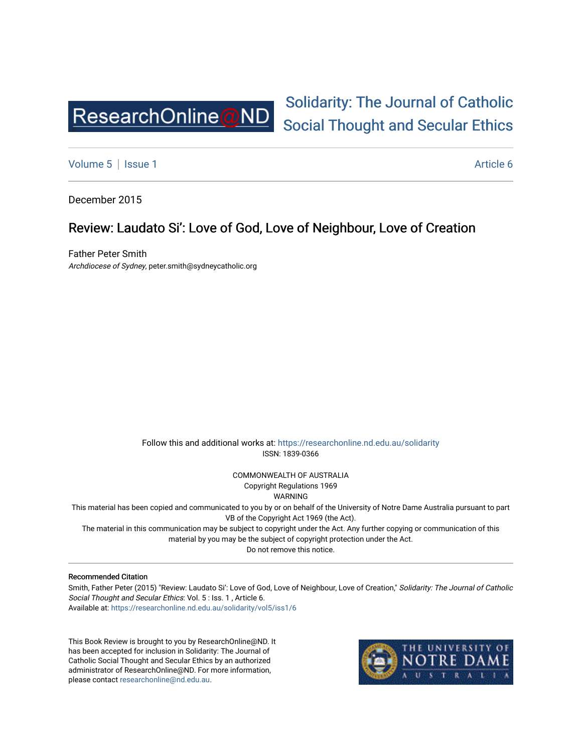Solidarity: The Journal of Catholic Social Thought and Secular Ethics

Volume 5 | Issue 1 | Article 6

December 2015

# Review: Laudato Si': Love of God, Love of Neighbour, Love of Creation

Father Peter Smith
*Archdiocese of Sydney*, peter.smith@sydneycatholic.org

Follow this and additional works at: https://researchonline.nd.edu.au/solidarity
ISSN: 1839-0366

COMMONWEALTH OF AUSTRALIA
Copyright Regulations 1969
WARNING
This material has been copied and communicated to you by or on behalf of the University of Notre Dame Australia pursuant to part VB of the Copyright Act 1969 (the Act).
The material in this communication may be subject to copyright under the Act. Any further copying or communication of this material by you may be the subject of copyright protection under the Act.
Do not remove this notice.

## Recommended Citation

Smith, Father Peter (2015) "Review: Laudato Si': Love of God, Love of Neighbour, Love of Creation," *Solidarity: The Journal of Catholic Social Thought and Secular Ethics*: Vol. 5 : Iss. 1 , Article 6.
Available at: https://researchonline.nd.edu.au/solidarity/vol5/iss1/6

This Book Review is brought to you by ResearchOnline@ND. It has been accepted for inclusion in Solidarity: The Journal of Catholic Social Thought and Secular Ethics by an authorized administrator of ResearchOnline@ND. For more information, please contact researchonline@nd.edu.au.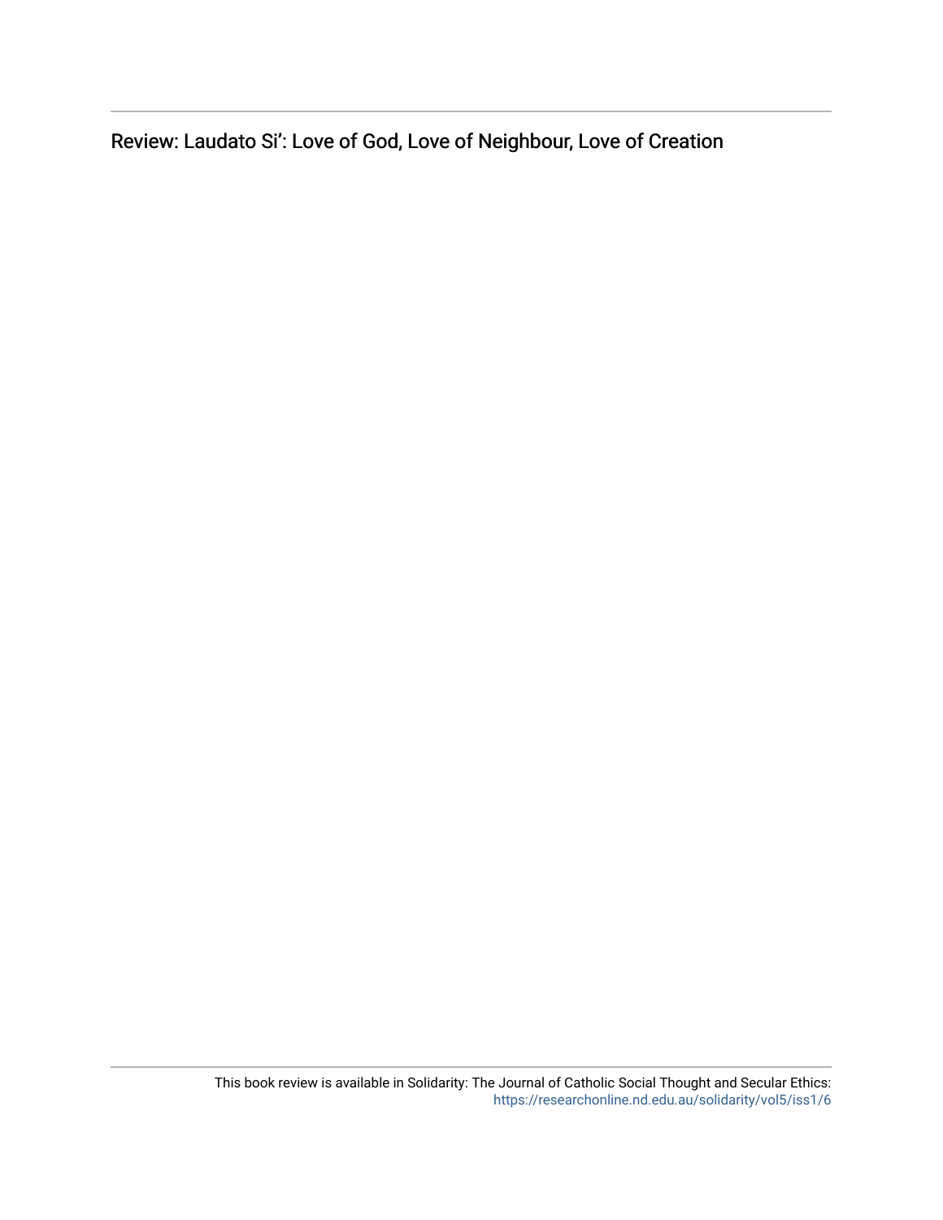Review: Laudato Si': Love of God, Love of Neighbour, Love of Creation

This book review is available in Solidarity: The Journal of Catholic Social Thought and Secular Ethics: https://researchonline.nd.edu.au/solidarity/vol5/iss1/6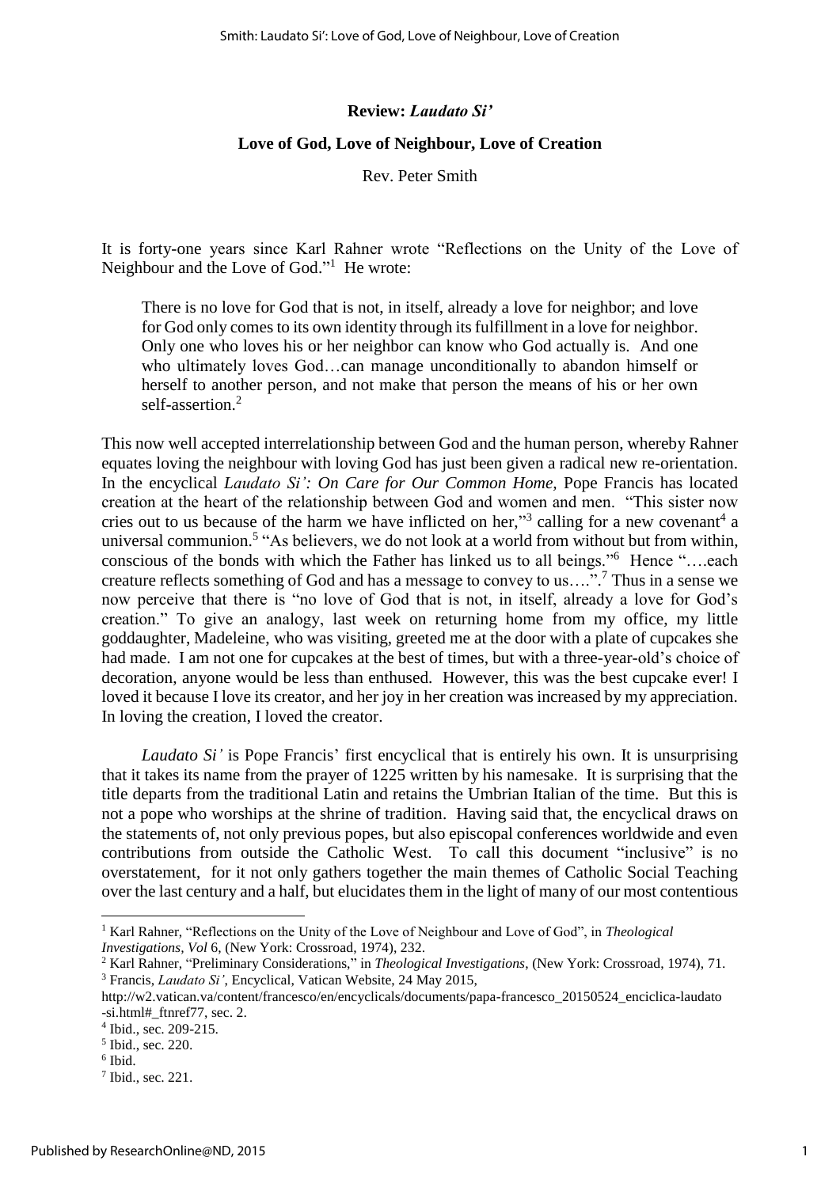**Review: *Laudato Si'***

**Love of God, Love of Neighbour, Love of Creation**

Rev. Peter Smith

It is forty-one years since Karl Rahner wrote "Reflections on the Unity of the Love of Neighbour and the Love of God."[1] He wrote:

> There is no love for God that is not, in itself, already a love for neighbor; and love for God only comes to its own identity through its fulfillment in a love for neighbor. Only one who loves his or her neighbor can know who God actually is. And one who ultimately loves God…can manage unconditionally to abandon himself or herself to another person, and not make that person the means of his or her own self-assertion.[2]

This now well accepted interrelationship between God and the human person, whereby Rahner equates loving the neighbour with loving God has just been given a radical new re-orientation. In the encyclical *Laudato Si': On Care for Our Common Home*, Pope Francis has located creation at the heart of the relationship between God and women and men. "This sister now cries out to us because of the harm we have inflicted on her,"[3] calling for a new covenant[4] a universal communion.[5] "As believers, we do not look at a world from without but from within, conscious of the bonds with which the Father has linked us to all beings."[6] Hence "….each creature reflects something of God and has a message to convey to us….".[7] Thus in a sense we now perceive that there is "no love of God that is not, in itself, already a love for God's creation." To give an analogy, last week on returning home from my office, my little goddaughter, Madeleine, who was visiting, greeted me at the door with a plate of cupcakes she had made. I am not one for cupcakes at the best of times, but with a three-year-old's choice of decoration, anyone would be less than enthused. However, this was the best cupcake ever! I loved it because I love its creator, and her joy in her creation was increased by my appreciation. In loving the creation, I loved the creator.

*Laudato Si'* is Pope Francis' first encyclical that is entirely his own. It is unsurprising that it takes its name from the prayer of 1225 written by his namesake. It is surprising that the title departs from the traditional Latin and retains the Umbrian Italian of the time. But this is not a pope who worships at the shrine of tradition. Having said that, the encyclical draws on the statements of, not only previous popes, but also episcopal conferences worldwide and even contributions from outside the Catholic West. To call this document "inclusive" is no overstatement, for it not only gathers together the main themes of Catholic Social Teaching over the last century and a half, but elucidates them in the light of many of our most contentious

---

[1] Karl Rahner, "Reflections on the Unity of the Love of Neighbour and Love of God", in *Theological Investigations, Vol* 6, (New York: Crossroad, 1974), 232.

[2] Karl Rahner, "Preliminary Considerations," in *Theological Investigations*, (New York: Crossroad, 1974), 71.

[3] Francis, *Laudato Si'*, Encyclical, Vatican Website, 24 May 2015, http://w2.vatican.va/content/francesco/en/encyclicals/documents/papa-francesco_20150524_enciclica-laudato-si.html#_ftnref77, sec. 2.

[4] Ibid., sec. 209-215.

[5] Ibid., sec. 220.

[6] Ibid.

[7] Ibid., sec. 221.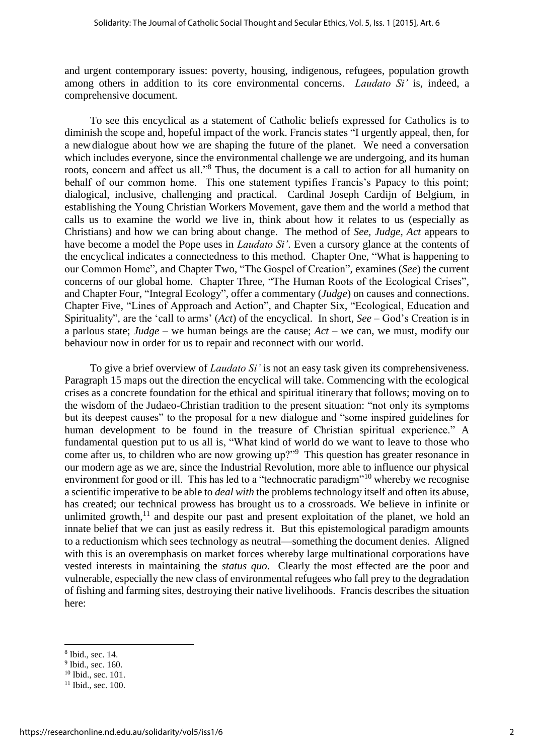and urgent contemporary issues: poverty, housing, indigenous, refugees, population growth among others in addition to its core environmental concerns. *Laudato Si'* is, indeed, a comprehensive document.

To see this encyclical as a statement of Catholic beliefs expressed for Catholics is to diminish the scope and, hopeful impact of the work. Francis states "I urgently appeal, then, for a new dialogue about how we are shaping the future of the planet. We need a conversation which includes everyone, since the environmental challenge we are undergoing, and its human roots, concern and affect us all."[8] Thus, the document is a call to action for all humanity on behalf of our common home. This one statement typifies Francis's Papacy to this point; dialogical, inclusive, challenging and practical. Cardinal Joseph Cardijn of Belgium, in establishing the Young Christian Workers Movement, gave them and the world a method that calls us to examine the world we live in, think about how it relates to us (especially as Christians) and how we can bring about change. The method of *See, Judge, Act* appears to have become a model the Pope uses in *Laudato Si'*. Even a cursory glance at the contents of the encyclical indicates a connectedness to this method. Chapter One, "What is happening to our Common Home", and Chapter Two, "The Gospel of Creation", examines (*See*) the current concerns of our global home. Chapter Three, "The Human Roots of the Ecological Crises", and Chapter Four, "Integral Ecology", offer a commentary (*Judge*) on causes and connections. Chapter Five, "Lines of Approach and Action", and Chapter Six, "Ecological, Education and Spirituality", are the 'call to arms' (*Act*) of the encyclical. In short, *See* – God's Creation is in a parlous state; *Judge* – we human beings are the cause; *Act* – we can, we must, modify our behaviour now in order for us to repair and reconnect with our world.

To give a brief overview of *Laudato Si'* is not an easy task given its comprehensiveness. Paragraph 15 maps out the direction the encyclical will take. Commencing with the ecological crises as a concrete foundation for the ethical and spiritual itinerary that follows; moving on to the wisdom of the Judaeo-Christian tradition to the present situation: "not only its symptoms but its deepest causes" to the proposal for a new dialogue and "some inspired guidelines for human development to be found in the treasure of Christian spiritual experience." A fundamental question put to us all is, "What kind of world do we want to leave to those who come after us, to children who are now growing up?"[9] This question has greater resonance in our modern age as we are, since the Industrial Revolution, more able to influence our physical environment for good or ill. This has led to a "technocratic paradigm"[10] whereby we recognise a scientific imperative to be able to *deal with* the problems technology itself and often its abuse, has created; our technical prowess has brought us to a crossroads. We believe in infinite or unlimited growth,[11] and despite our past and present exploitation of the planet, we hold an innate belief that we can just as easily redress it. But this epistemological paradigm amounts to a reductionism which sees technology as neutral—something the document denies. Aligned with this is an overemphasis on market forces whereby large multinational corporations have vested interests in maintaining the *status quo*. Clearly the most effected are the poor and vulnerable, especially the new class of environmental refugees who fall prey to the degradation of fishing and farming sites, destroying their native livelihoods. Francis describes the situation here:

---

[8] Ibid., sec. 14.

[9] Ibid., sec. 160.

[10] Ibid., sec. 101.

[11] Ibid., sec. 100.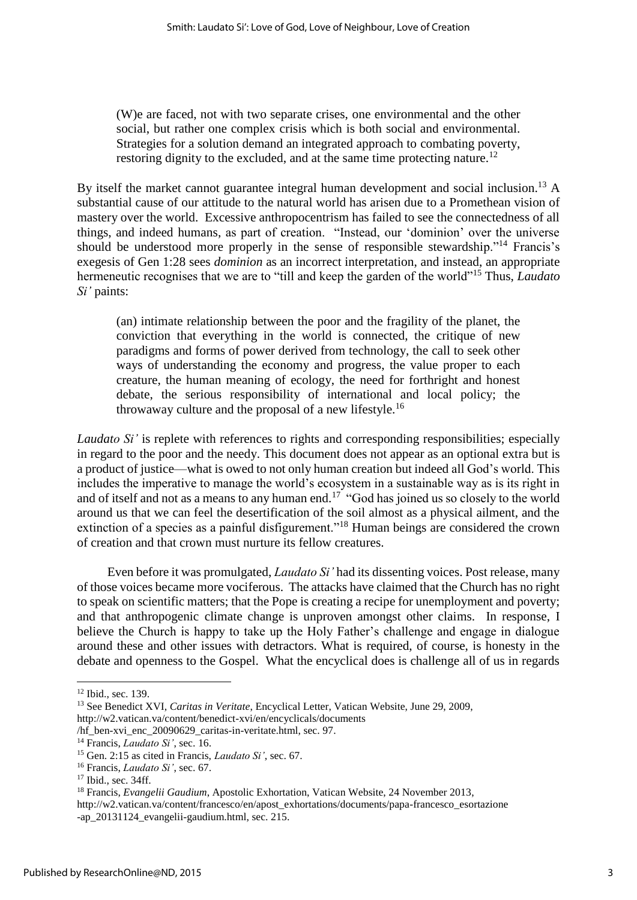> (W)e are faced, not with two separate crises, one environmental and the other social, but rather one complex crisis which is both social and environmental. Strategies for a solution demand an integrated approach to combating poverty, restoring dignity to the excluded, and at the same time protecting nature.[12]

By itself the market cannot guarantee integral human development and social inclusion.[13] A substantial cause of our attitude to the natural world has arisen due to a Promethean vision of mastery over the world. Excessive anthropocentrism has failed to see the connectedness of all things, and indeed humans, as part of creation. "Instead, our 'dominion' over the universe should be understood more properly in the sense of responsible stewardship."[14] Francis's exegesis of Gen 1:28 sees *dominion* as an incorrect interpretation, and instead, an appropriate hermeneutic recognises that we are to "till and keep the garden of the world"[15] Thus, *Laudato Si'* paints:

> (an) intimate relationship between the poor and the fragility of the planet, the conviction that everything in the world is connected, the critique of new paradigms and forms of power derived from technology, the call to seek other ways of understanding the economy and progress, the value proper to each creature, the human meaning of ecology, the need for forthright and honest debate, the serious responsibility of international and local policy; the throwaway culture and the proposal of a new lifestyle.[16]

*Laudato Si'* is replete with references to rights and corresponding responsibilities; especially in regard to the poor and the needy. This document does not appear as an optional extra but is a product of justice—what is owed to not only human creation but indeed all God's world. This includes the imperative to manage the world's ecosystem in a sustainable way as is its right in and of itself and not as a means to any human end.[17] "God has joined us so closely to the world around us that we can feel the desertification of the soil almost as a physical ailment, and the extinction of a species as a painful disfigurement."[18] Human beings are considered the crown of creation and that crown must nurture its fellow creatures.

Even before it was promulgated, *Laudato Si'* had its dissenting voices. Post release, many of those voices became more vociferous. The attacks have claimed that the Church has no right to speak on scientific matters; that the Pope is creating a recipe for unemployment and poverty; and that anthropogenic climate change is unproven amongst other claims. In response, I believe the Church is happy to take up the Holy Father's challenge and engage in dialogue around these and other issues with detractors. What is required, of course, is honesty in the debate and openness to the Gospel. What the encyclical does is challenge all of us in regards

---

[12] Ibid., sec. 139.

[13] See Benedict XVI, *Caritas in Veritate*, Encyclical Letter, Vatican Website, June 29, 2009, http://w2.vatican.va/content/benedict-xvi/en/encyclicals/documents /hf_ben-xvi_enc_20090629_caritas-in-veritate.html, sec. 97.

[14] Francis, *Laudato Si'*, sec. 16.

[15] Gen. 2:15 as cited in Francis, *Laudato Si'*, sec. 67.

[16] Francis, *Laudato Si'*, sec. 67.

[17] Ibid., sec. 34ff.

[18] Francis, *Evangelii Gaudium*, Apostolic Exhortation, Vatican Website, 24 November 2013, http://w2.vatican.va/content/francesco/en/apost_exhortations/documents/papa-francesco_esortazione -ap_20131124_evangelii-gaudium.html, sec. 215.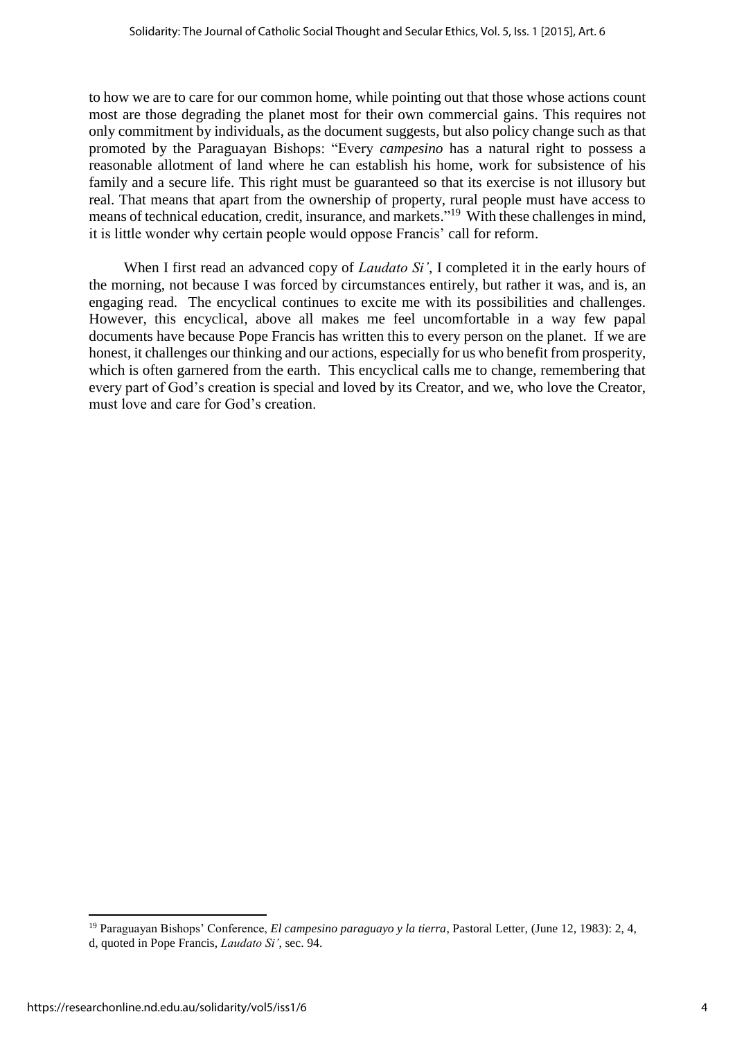to how we are to care for our common home, while pointing out that those whose actions count most are those degrading the planet most for their own commercial gains. This requires not only commitment by individuals, as the document suggests, but also policy change such as that promoted by the Paraguayan Bishops: "Every *campesino* has a natural right to possess a reasonable allotment of land where he can establish his home, work for subsistence of his family and a secure life. This right must be guaranteed so that its exercise is not illusory but real. That means that apart from the ownership of property, rural people must have access to means of technical education, credit, insurance, and markets."[19] With these challenges in mind, it is little wonder why certain people would oppose Francis' call for reform.

When I first read an advanced copy of *Laudato Si'*, I completed it in the early hours of the morning, not because I was forced by circumstances entirely, but rather it was, and is, an engaging read. The encyclical continues to excite me with its possibilities and challenges. However, this encyclical, above all makes me feel uncomfortable in a way few papal documents have because Pope Francis has written this to every person on the planet. If we are honest, it challenges our thinking and our actions, especially for us who benefit from prosperity, which is often garnered from the earth. This encyclical calls me to change, remembering that every part of God's creation is special and loved by its Creator, and we, who love the Creator, must love and care for God's creation.

---

[19] Paraguayan Bishops' Conference, *El campesino paraguayo y la tierra*, Pastoral Letter, (June 12, 1983): 2, 4, d, quoted in Pope Francis, *Laudato Si'*, sec. 94.